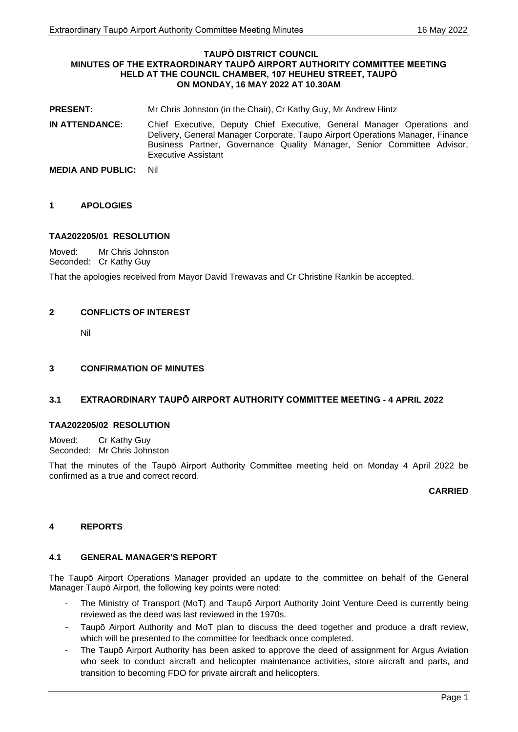**TAUPŌ DISTRICT COUNCIL**
**MINUTES OF THE EXTRAORDINARY TAUPŌ AIRPORT AUTHORITY COMMITTEE MEETING**
**HELD AT THE COUNCIL CHAMBER, 107 HEUHEU STREET, TAUPŌ**
**ON MONDAY, 16 MAY 2022 AT 10.30AM**

**PRESENT:** Mr Chris Johnston (in the Chair), Cr Kathy Guy, Mr Andrew Hintz

**IN ATTENDANCE:** Chief Executive, Deputy Chief Executive, General Manager Operations and Delivery, General Manager Corporate, Taupo Airport Operations Manager, Finance Business Partner, Governance Quality Manager, Senior Committee Advisor, Executive Assistant

**MEDIA AND PUBLIC:** Nil

## 1 APOLOGIES

### TAA202205/01 RESOLUTION

Moved: Mr Chris Johnston
Seconded: Cr Kathy Guy

That the apologies received from Mayor David Trewavas and Cr Christine Rankin be accepted.

## 2 CONFLICTS OF INTEREST

Nil

## 3 CONFIRMATION OF MINUTES

### 3.1 EXTRAORDINARY TAUPŌ AIRPORT AUTHORITY COMMITTEE MEETING - 4 APRIL 2022

### TAA202205/02 RESOLUTION

Moved: Cr Kathy Guy
Seconded: Mr Chris Johnston

That the minutes of the Taupō Airport Authority Committee meeting held on Monday 4 April 2022 be confirmed as a true and correct record.

**CARRIED**

## 4 REPORTS

### 4.1 GENERAL MANAGER'S REPORT

The Taupō Airport Operations Manager provided an update to the committee on behalf of the General Manager Taupō Airport, the following key points were noted:

- The Ministry of Transport (MoT) and Taupō Airport Authority Joint Venture Deed is currently being reviewed as the deed was last reviewed in the 1970s.
- Taupō Airport Authority and MoT plan to discuss the deed together and produce a draft review, which will be presented to the committee for feedback once completed.
- The Taupō Airport Authority has been asked to approve the deed of assignment for Argus Aviation who seek to conduct aircraft and helicopter maintenance activities, store aircraft and parts, and transition to becoming FDO for private aircraft and helicopters.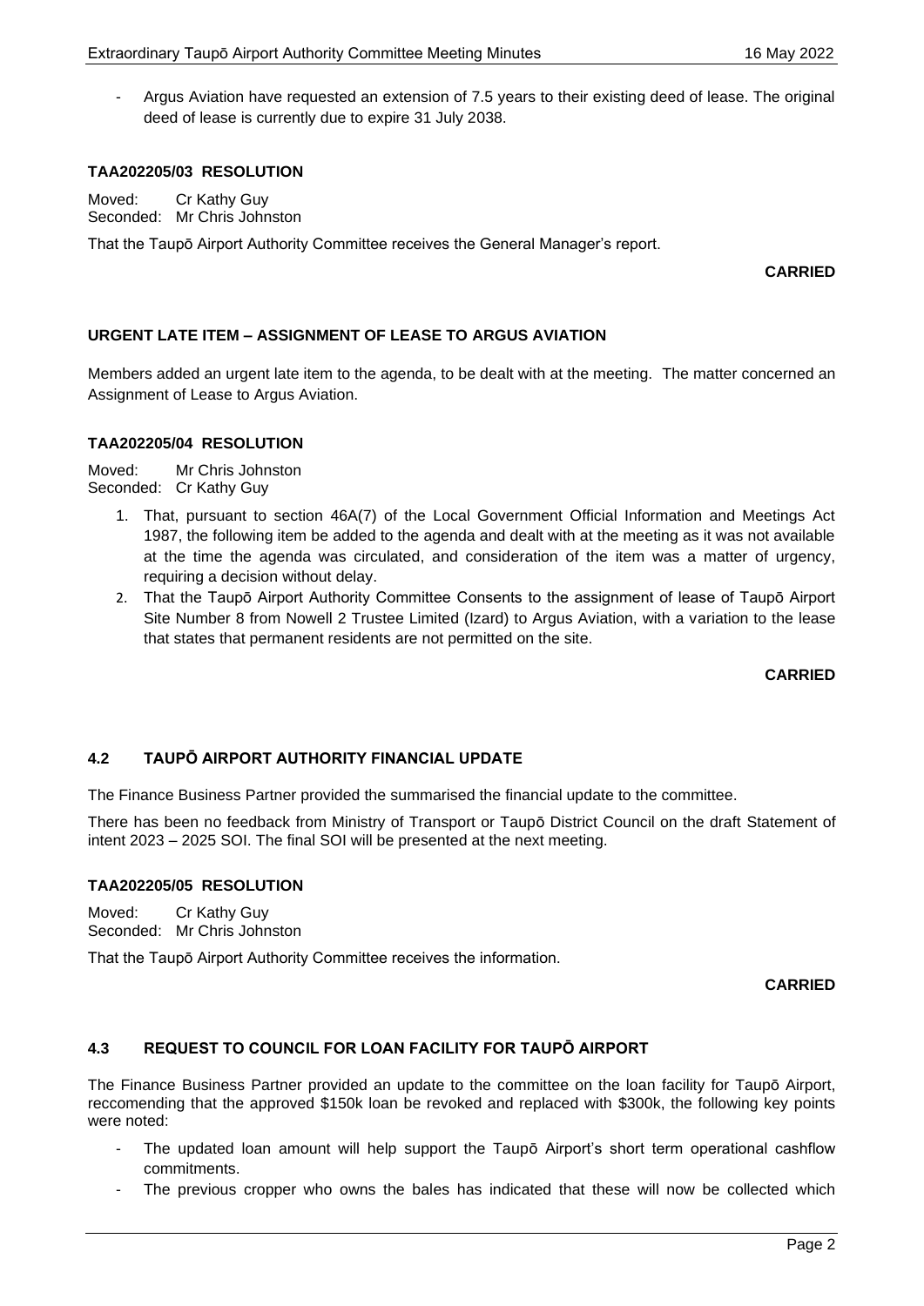- Argus Aviation have requested an extension of 7.5 years to their existing deed of lease. The original deed of lease is currently due to expire 31 July 2038.

**TAA202205/03 RESOLUTION**

Moved: Cr Kathy Guy
Seconded: Mr Chris Johnston

That the Taupō Airport Authority Committee receives the General Manager's report.

**CARRIED**

**URGENT LATE ITEM – ASSIGNMENT OF LEASE TO ARGUS AVIATION**

Members added an urgent late item to the agenda, to be dealt with at the meeting. The matter concerned an Assignment of Lease to Argus Aviation.

**TAA202205/04 RESOLUTION**

Moved: Mr Chris Johnston
Seconded: Cr Kathy Guy

1. That, pursuant to section 46A(7) of the Local Government Official Information and Meetings Act 1987, the following item be added to the agenda and dealt with at the meeting as it was not available at the time the agenda was circulated, and consideration of the item was a matter of urgency, requiring a decision without delay.
2. That the Taupō Airport Authority Committee Consents to the assignment of lease of Taupō Airport Site Number 8 from Nowell 2 Trustee Limited (Izard) to Argus Aviation, with a variation to the lease that states that permanent residents are not permitted on the site.

**CARRIED**

### 4.2 TAUPŌ AIRPORT AUTHORITY FINANCIAL UPDATE

The Finance Business Partner provided the summarised the financial update to the committee.

There has been no feedback from Ministry of Transport or Taupō District Council on the draft Statement of intent 2023 – 2025 SOI. The final SOI will be presented at the next meeting.

**TAA202205/05 RESOLUTION**

Moved: Cr Kathy Guy
Seconded: Mr Chris Johnston

That the Taupō Airport Authority Committee receives the information.

**CARRIED**

### 4.3 REQUEST TO COUNCIL FOR LOAN FACILITY FOR TAUPŌ AIRPORT

The Finance Business Partner provided an update to the committee on the loan facility for Taupō Airport, reccomending that the approved $150k loan be revoked and replaced with $300k, the following key points were noted:

- The updated loan amount will help support the Taupō Airport's short term operational cashflow commitments.
- The previous cropper who owns the bales has indicated that these will now be collected which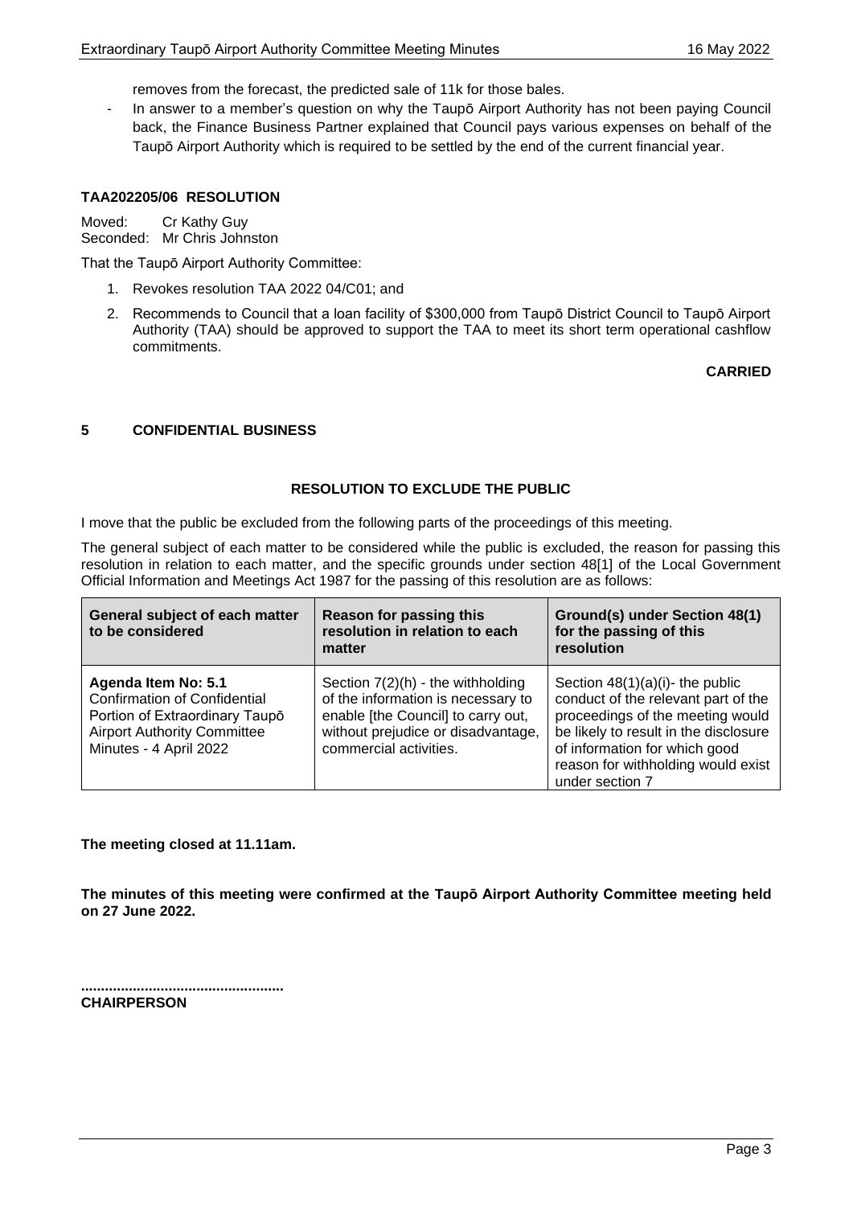removes from the forecast, the predicted sale of 11k for those bales.

- In answer to a member's question on why the Taupō Airport Authority has not been paying Council back, the Finance Business Partner explained that Council pays various expenses on behalf of the Taupō Airport Authority which is required to be settled by the end of the current financial year.

**TAA202205/06 RESOLUTION**

Moved: Cr Kathy Guy
Seconded: Mr Chris Johnston

That the Taupō Airport Authority Committee:

1. Revokes resolution TAA 2022 04/C01; and
2. Recommends to Council that a loan facility of $300,000 from Taupō District Council to Taupō Airport Authority (TAA) should be approved to support the TAA to meet its short term operational cashflow commitments.

**CARRIED**

## 5 CONFIDENTIAL BUSINESS

**RESOLUTION TO EXCLUDE THE PUBLIC**

I move that the public be excluded from the following parts of the proceedings of this meeting.

The general subject of each matter to be considered while the public is excluded, the reason for passing this resolution in relation to each matter, and the specific grounds under section 48[1] of the Local Government Official Information and Meetings Act 1987 for the passing of this resolution are as follows:

| General subject of each matter to be considered | Reason for passing this resolution in relation to each matter | Ground(s) under Section 48(1) for the passing of this resolution |
|---|---|---|
| **Agenda Item No: 5.1** Confirmation of Confidential Portion of Extraordinary Taupō Airport Authority Committee Minutes - 4 April 2022 | Section 7(2)(h) - the withholding of the information is necessary to enable [the Council] to carry out, without prejudice or disadvantage, commercial activities. | Section 48(1)(a)(i)- the public conduct of the relevant part of the proceedings of the meeting would be likely to result in the disclosure of information for which good reason for withholding would exist under section 7 |

**The meeting closed at 11.11am.**

**The minutes of this meeting were confirmed at the Taupō Airport Authority Committee meeting held on 27 June 2022.**

**...................................................**
**CHAIRPERSON**